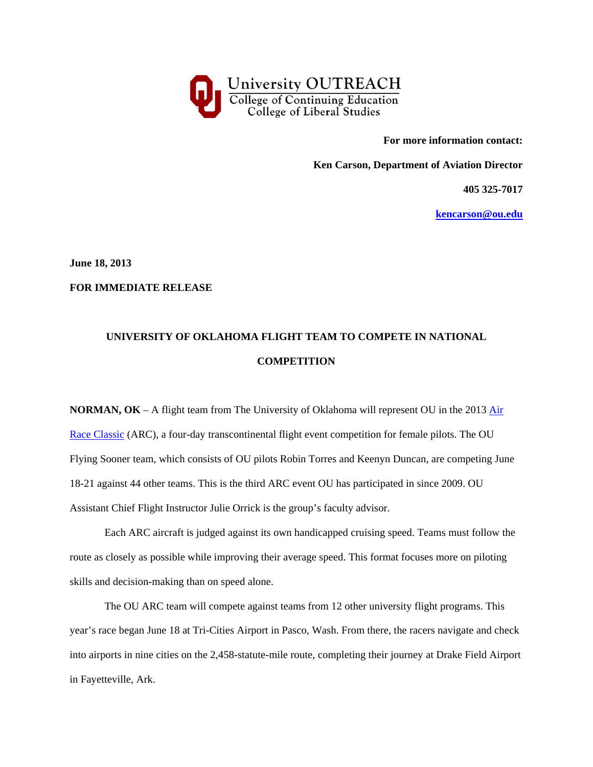University OUTREACH
College of Continuing Education
College of Liberal Studies

**For more information contact:**

**Ken Carson, Department of Aviation Director**

**405 325-7017**

**kencarson@ou.edu**

**June 18, 2013**

**FOR IMMEDIATE RELEASE**

# UNIVERSITY OF OKLAHOMA FLIGHT TEAM TO COMPETE IN NATIONAL COMPETITION

**NORMAN, OK** – A flight team from The University of Oklahoma will represent OU in the 2013 Air Race Classic (ARC), a four-day transcontinental flight event competition for female pilots. The OU Flying Sooner team, which consists of OU pilots Robin Torres and Keenyn Duncan, are competing June 18-21 against 44 other teams. This is the third ARC event OU has participated in since 2009. OU Assistant Chief Flight Instructor Julie Orrick is the group's faculty advisor.

Each ARC aircraft is judged against its own handicapped cruising speed. Teams must follow the route as closely as possible while improving their average speed. This format focuses more on piloting skills and decision-making than on speed alone.

The OU ARC team will compete against teams from 12 other university flight programs. This year's race began June 18 at Tri-Cities Airport in Pasco, Wash. From there, the racers navigate and check into airports in nine cities on the 2,458-statute-mile route, completing their journey at Drake Field Airport in Fayetteville, Ark.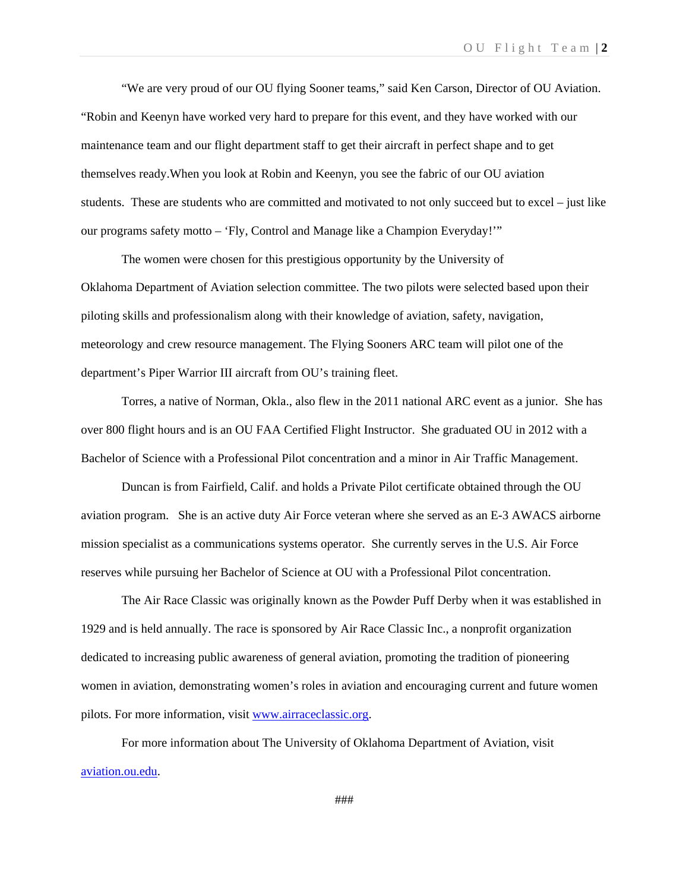"We are very proud of our OU flying Sooner teams," said Ken Carson, Director of OU Aviation. "Robin and Keenyn have worked very hard to prepare for this event, and they have worked with our maintenance team and our flight department staff to get their aircraft in perfect shape and to get themselves ready.When you look at Robin and Keenyn, you see the fabric of our OU aviation students. These are students who are committed and motivated to not only succeed but to excel – just like our programs safety motto – 'Fly, Control and Manage like a Champion Everyday!'"

The women were chosen for this prestigious opportunity by the University of Oklahoma Department of Aviation selection committee. The two pilots were selected based upon their piloting skills and professionalism along with their knowledge of aviation, safety, navigation, meteorology and crew resource management. The Flying Sooners ARC team will pilot one of the department's Piper Warrior III aircraft from OU's training fleet.

Torres, a native of Norman, Okla., also flew in the 2011 national ARC event as a junior. She has over 800 flight hours and is an OU FAA Certified Flight Instructor. She graduated OU in 2012 with a Bachelor of Science with a Professional Pilot concentration and a minor in Air Traffic Management.

Duncan is from Fairfield, Calif. and holds a Private Pilot certificate obtained through the OU aviation program. She is an active duty Air Force veteran where she served as an E-3 AWACS airborne mission specialist as a communications systems operator. She currently serves in the U.S. Air Force reserves while pursuing her Bachelor of Science at OU with a Professional Pilot concentration.

The Air Race Classic was originally known as the Powder Puff Derby when it was established in 1929 and is held annually. The race is sponsored by Air Race Classic Inc., a nonprofit organization dedicated to increasing public awareness of general aviation, promoting the tradition of pioneering women in aviation, demonstrating women's roles in aviation and encouraging current and future women pilots. For more information, visit www.airraceclassic.org.

For more information about The University of Oklahoma Department of Aviation, visit aviation.ou.edu.

###